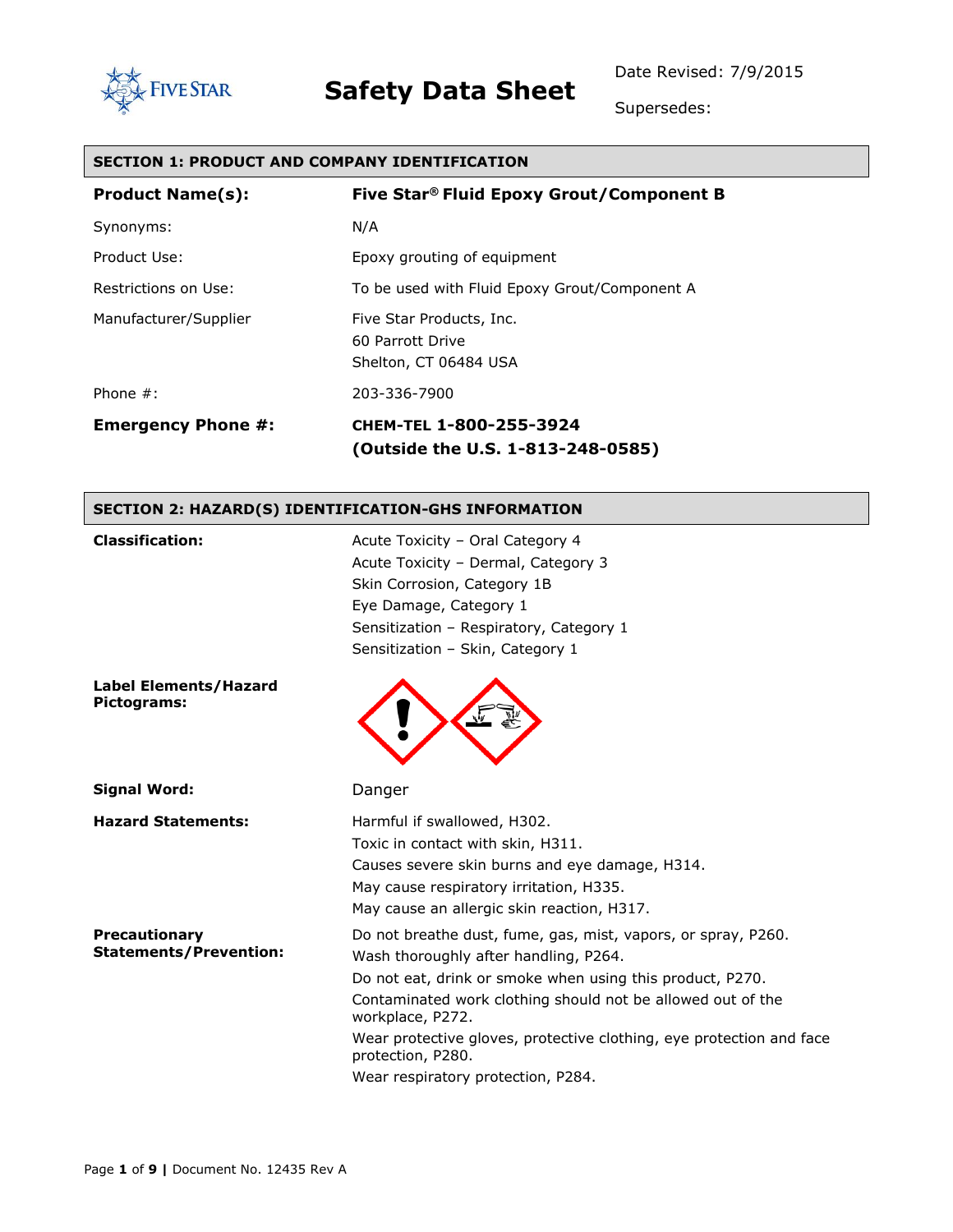# Safety Data Sheet

Date Revised: 7/9/2015

Supersedes:

## SECTION 1: PRODUCT AND COMPANY IDENTIFICATION

| | |
|---|---|
| **Product Name(s):** | **Five Star® Fluid Epoxy Grout/Component B** |
| Synonyms: | N/A |
| Product Use: | Epoxy grouting of equipment |
| Restrictions on Use: | To be used with Fluid Epoxy Grout/Component A |
| Manufacturer/Supplier | Five Star Products, Inc.<br>60 Parrott Drive<br>Shelton, CT 06484 USA |
| Phone #: | 203-336-7900 |
| **Emergency Phone #:** | **CHEM-TEL 1-800-255-3924**<br>**(Outside the U.S. 1-813-248-0585)** |

## SECTION 2: HAZARD(S) IDENTIFICATION-GHS INFORMATION

**Classification:**

Acute Toxicity – Oral Category 4
Acute Toxicity – Dermal, Category 3
Skin Corrosion, Category 1B
Eye Damage, Category 1
Sensitization – Respiratory, Category 1
Sensitization – Skin, Category 1

**Label Elements/Hazard Pictograms:**

**Signal Word:** Danger

**Hazard Statements:**

Harmful if swallowed, H302.
Toxic in contact with skin, H311.
Causes severe skin burns and eye damage, H314.
May cause respiratory irritation, H335.
May cause an allergic skin reaction, H317.

**Precautionary Statements/Prevention:**

Do not breathe dust, fume, gas, mist, vapors, or spray, P260.
Wash thoroughly after handling, P264.
Do not eat, drink or smoke when using this product, P270.
Contaminated work clothing should not be allowed out of the workplace, P272.
Wear protective gloves, protective clothing, eye protection and face protection, P280.
Wear respiratory protection, P284.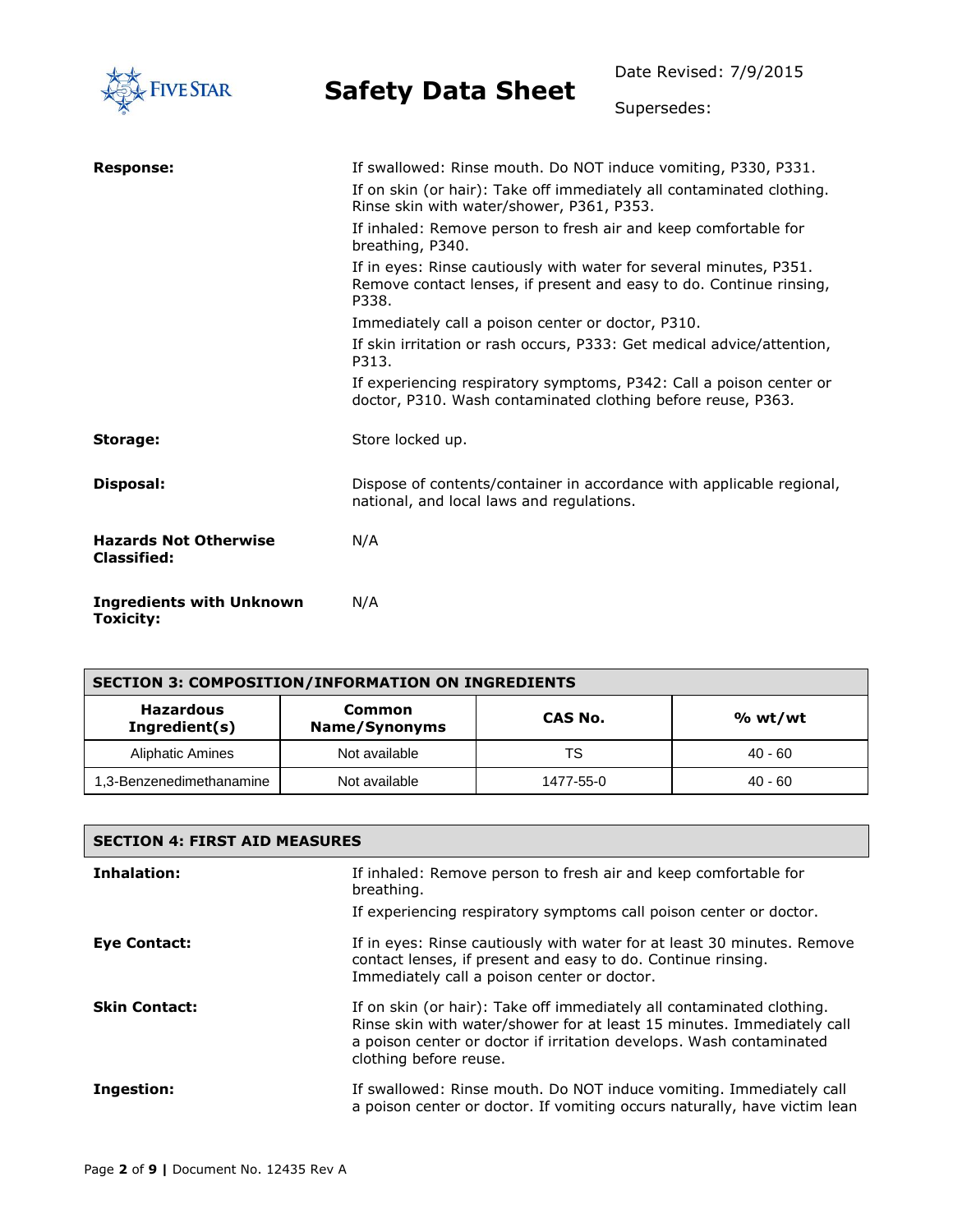**Response:** If swallowed: Rinse mouth. Do NOT induce vomiting, P330, P331.

If on skin (or hair): Take off immediately all contaminated clothing. Rinse skin with water/shower, P361, P353.

If inhaled: Remove person to fresh air and keep comfortable for breathing, P340.

If in eyes: Rinse cautiously with water for several minutes, P351. Remove contact lenses, if present and easy to do. Continue rinsing, P338.

Immediately call a poison center or doctor, P310.

If skin irritation or rash occurs, P333: Get medical advice/attention, P313.

If experiencing respiratory symptoms, P342: Call a poison center or doctor, P310. Wash contaminated clothing before reuse, P363.

**Storage:** Store locked up.

**Disposal:** Dispose of contents/container in accordance with applicable regional, national, and local laws and regulations.

**Hazards Not Otherwise Classified:** N/A

**Ingredients with Unknown Toxicity:** N/A

## SECTION 3: COMPOSITION/INFORMATION ON INGREDIENTS

| Hazardous Ingredient(s) | Common Name/Synonyms | CAS No. | % wt/wt |
|---|---|---|---|
| Aliphatic Amines | Not available | TS | 40 - 60 |
| 1,3-Benzenedimethanamine | Not available | 1477-55-0 | 40 - 60 |

## SECTION 4: FIRST AID MEASURES

**Inhalation:** If inhaled: Remove person to fresh air and keep comfortable for breathing.

If experiencing respiratory symptoms call poison center or doctor.

**Eye Contact:** If in eyes: Rinse cautiously with water for at least 30 minutes. Remove contact lenses, if present and easy to do. Continue rinsing. Immediately call a poison center or doctor.

**Skin Contact:** If on skin (or hair): Take off immediately all contaminated clothing. Rinse skin with water/shower for at least 15 minutes. Immediately call a poison center or doctor if irritation develops. Wash contaminated clothing before reuse.

**Ingestion:** If swallowed: Rinse mouth. Do NOT induce vomiting. Immediately call a poison center or doctor. If vomiting occurs naturally, have victim lean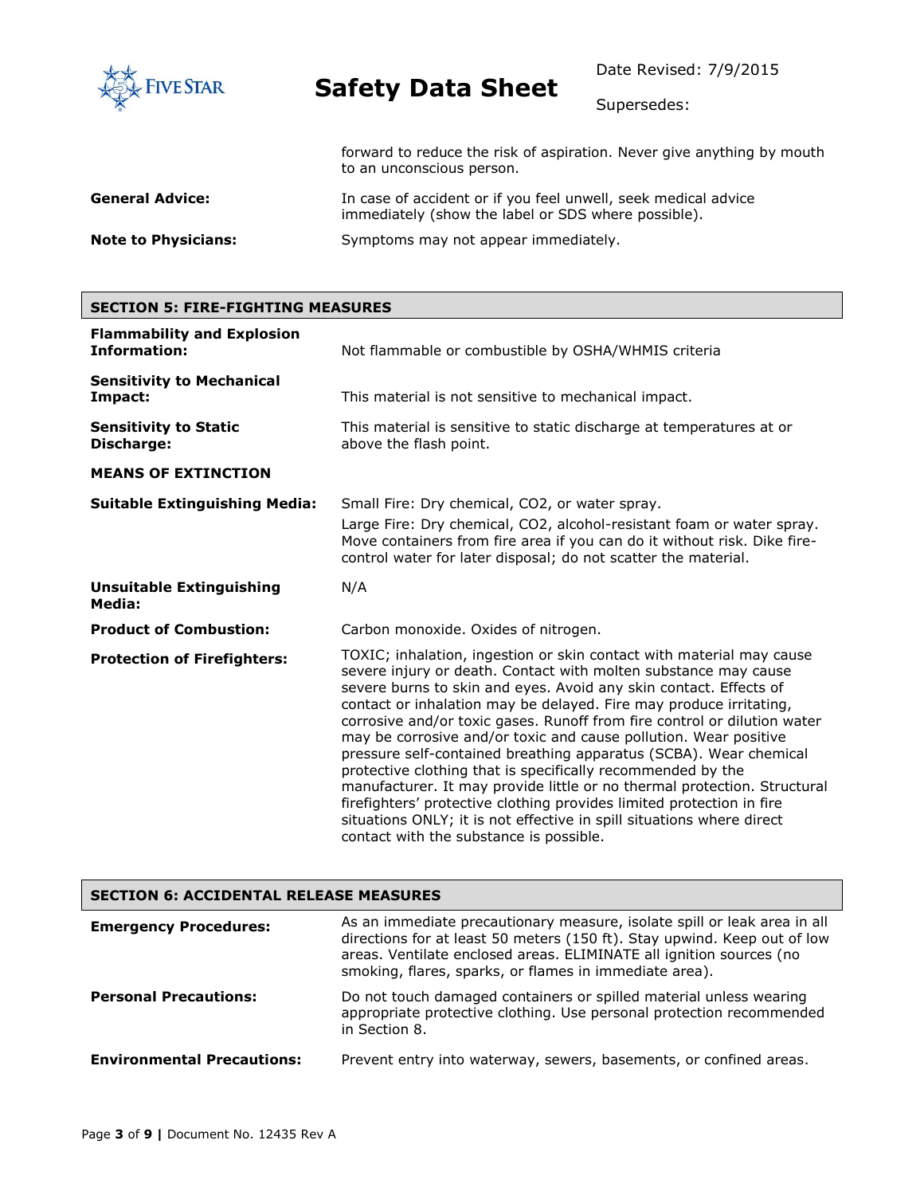forward to reduce the risk of aspiration. Never give anything by mouth to an unconscious person.

| | |
|---|---|
| **General Advice:** | In case of accident or if you feel unwell, seek medical advice immediately (show the label or SDS where possible). |
| **Note to Physicians:** | Symptoms may not appear immediately. |

## SECTION 5: FIRE-FIGHTING MEASURES

| | |
|---|---|
| **Flammability and Explosion Information:** | Not flammable or combustible by OSHA/WHMIS criteria |
| **Sensitivity to Mechanical Impact:** | This material is not sensitive to mechanical impact. |
| **Sensitivity to Static Discharge:** | This material is sensitive to static discharge at temperatures at or above the flash point. |

**MEANS OF EXTINCTION**

| | |
|---|---|
| **Suitable Extinguishing Media:** | Small Fire: Dry chemical, $CO_2$, or water spray.<br>Large Fire: Dry chemical, $CO_2$, alcohol-resistant foam or water spray. Move containers from fire area if you can do it without risk. Dike fire-control water for later disposal; do not scatter the material. |
| **Unsuitable Extinguishing Media:** | N/A |
| **Product of Combustion:** | Carbon monoxide. Oxides of nitrogen. |
| **Protection of Firefighters:** | TOXIC; inhalation, ingestion or skin contact with material may cause severe injury or death. Contact with molten substance may cause severe burns to skin and eyes. Avoid any skin contact. Effects of contact or inhalation may be delayed. Fire may produce irritating, corrosive and/or toxic gases. Runoff from fire control or dilution water may be corrosive and/or toxic and cause pollution. Wear positive pressure self-contained breathing apparatus (SCBA). Wear chemical protective clothing that is specifically recommended by the manufacturer. It may provide little or no thermal protection. Structural firefighters' protective clothing provides limited protection in fire situations ONLY; it is not effective in spill situations where direct contact with the substance is possible. |

## SECTION 6: ACCIDENTAL RELEASE MEASURES

| | |
|---|---|
| **Emergency Procedures:** | As an immediate precautionary measure, isolate spill or leak area in all directions for at least 50 meters (150 ft). Stay upwind. Keep out of low areas. Ventilate enclosed areas. ELIMINATE all ignition sources (no smoking, flares, sparks, or flames in immediate area). |
| **Personal Precautions:** | Do not touch damaged containers or spilled material unless wearing appropriate protective clothing. Use personal protection recommended in Section 8. |
| **Environmental Precautions:** | Prevent entry into waterway, sewers, basements, or confined areas. |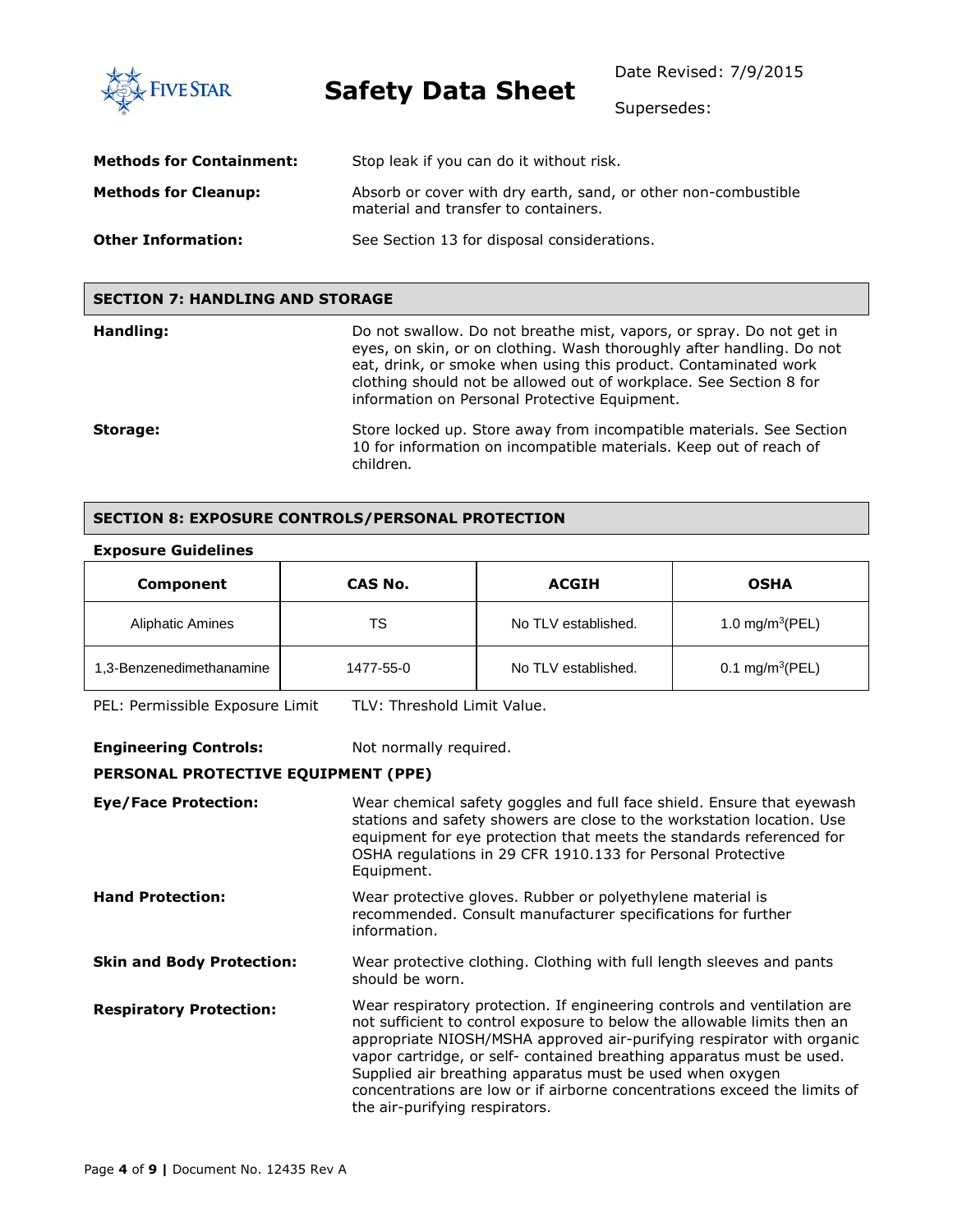**Methods for Containment:** Stop leak if you can do it without risk.

**Methods for Cleanup:** Absorb or cover with dry earth, sand, or other non-combustible material and transfer to containers.

**Other Information:** See Section 13 for disposal considerations.

## SECTION 7: HANDLING AND STORAGE

**Handling:** Do not swallow. Do not breathe mist, vapors, or spray. Do not get in eyes, on skin, or on clothing. Wash thoroughly after handling. Do not eat, drink, or smoke when using this product. Contaminated work clothing should not be allowed out of workplace. See Section 8 for information on Personal Protective Equipment.

**Storage:** Store locked up. Store away from incompatible materials. See Section 10 for information on incompatible materials. Keep out of reach of children.

## SECTION 8: EXPOSURE CONTROLS/PERSONAL PROTECTION

**Exposure Guidelines**

| Component | CAS No. | ACGIH | OSHA |
|---|---|---|---|
| Aliphatic Amines | TS | No TLV established. | 1.0 $mg/m^3$(PEL) |
| 1,3-Benzenedimethanamine | 1477-55-0 | No TLV established. | 0.1 $mg/m^3$(PEL) |

PEL: Permissible Exposure Limit TLV: Threshold Limit Value.

**Engineering Controls:** Not normally required.

**PERSONAL PROTECTIVE EQUIPMENT (PPE)**

**Eye/Face Protection:** Wear chemical safety goggles and full face shield. Ensure that eyewash stations and safety showers are close to the workstation location. Use equipment for eye protection that meets the standards referenced for OSHA regulations in 29 CFR 1910.133 for Personal Protective Equipment.

**Hand Protection:** Wear protective gloves. Rubber or polyethylene material is recommended. Consult manufacturer specifications for further information.

**Skin and Body Protection:** Wear protective clothing. Clothing with full length sleeves and pants should be worn.

**Respiratory Protection:** Wear respiratory protection. If engineering controls and ventilation are not sufficient to control exposure to below the allowable limits then an appropriate NIOSH/MSHA approved air-purifying respirator with organic vapor cartridge, or self- contained breathing apparatus must be used. Supplied air breathing apparatus must be used when oxygen concentrations are low or if airborne concentrations exceed the limits of the air-purifying respirators.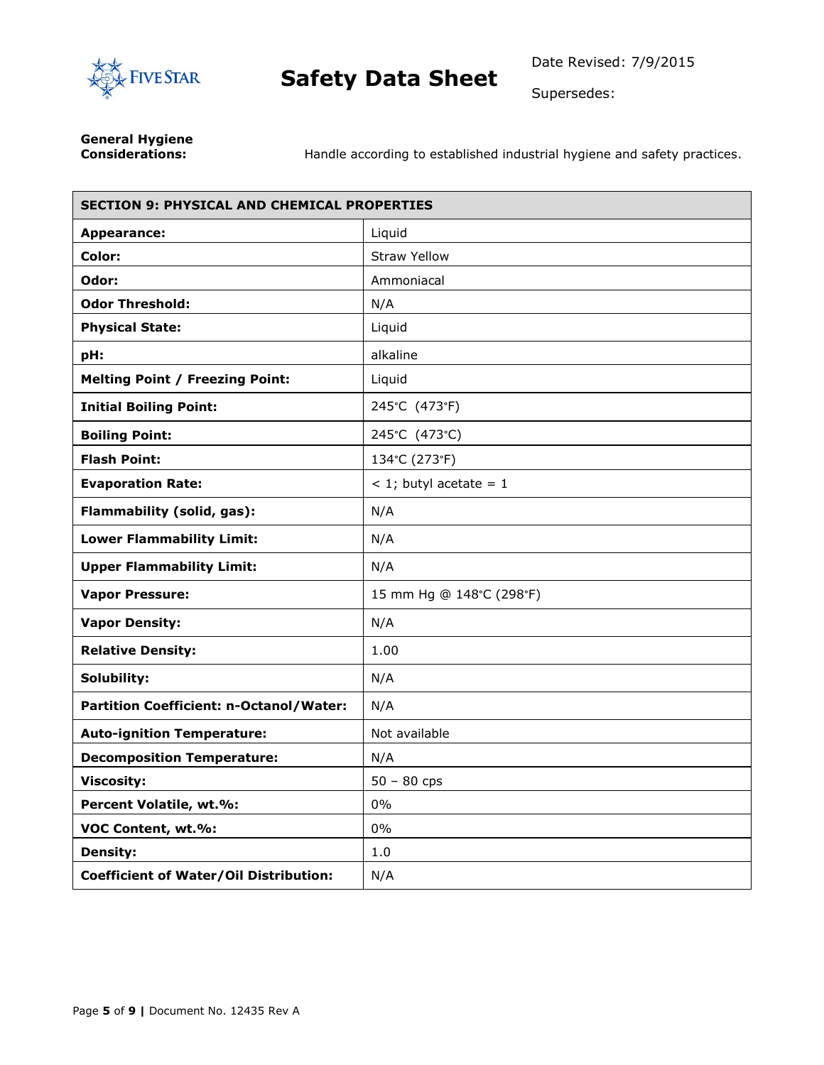**General Hygiene Considerations:** Handle according to established industrial hygiene and safety practices.

| SECTION 9: PHYSICAL AND CHEMICAL PROPERTIES | |
|---|---|
| **Appearance:** | Liquid |
| **Color:** | Straw Yellow |
| **Odor:** | Ammoniacal |
| **Odor Threshold:** | N/A |
| **Physical State:** | Liquid |
| **pH:** | alkaline |
| **Melting Point / Freezing Point:** | Liquid |
| **Initial Boiling Point:** | 245°C (473°F) |
| **Boiling Point:** | 245°C (473°C) |
| **Flash Point:** | 134°C (273°F) |
| **Evaporation Rate:** | < 1; butyl acetate = 1 |
| **Flammability (solid, gas):** | N/A |
| **Lower Flammability Limit:** | N/A |
| **Upper Flammability Limit:** | N/A |
| **Vapor Pressure:** | 15 mm Hg @ 148°C (298°F) |
| **Vapor Density:** | N/A |
| **Relative Density:** | 1.00 |
| **Solubility:** | N/A |
| **Partition Coefficient: n-Octanol/Water:** | N/A |
| **Auto-ignition Temperature:** | Not available |
| **Decomposition Temperature:** | N/A |
| **Viscosity:** | 50 – 80 cps |
| **Percent Volatile, wt.%:** | 0% |
| **VOC Content, wt.%:** | 0% |
| **Density:** | 1.0 |
| **Coefficient of Water/Oil Distribution:** | N/A |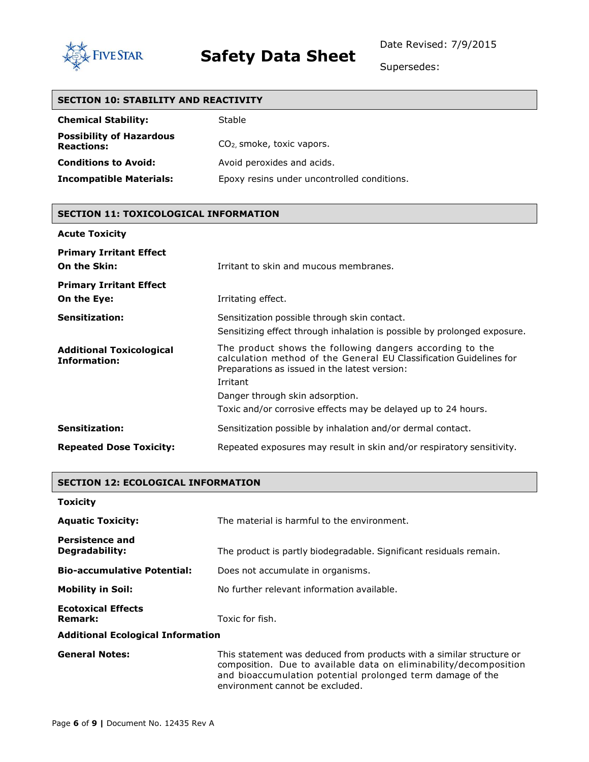## SECTION 10: STABILITY AND REACTIVITY

| | |
|---|---|
| **Chemical Stability:** | Stable |
| **Possibility of Hazardous Reactions:** | $CO_2$, smoke, toxic vapors. |
| **Conditions to Avoid:** | Avoid peroxides and acids. |
| **Incompatible Materials:** | Epoxy resins under uncontrolled conditions. |

## SECTION 11: TOXICOLOGICAL INFORMATION

**Acute Toxicity**

| | |
|---|---|
| **Primary Irritant Effect On the Skin:** | Irritant to skin and mucous membranes. |
| **Primary Irritant Effect On the Eye:** | Irritating effect. |
| **Sensitization:** | Sensitization possible through skin contact.<br>Sensitizing effect through inhalation is possible by prolonged exposure. |
| **Additional Toxicological Information:** | The product shows the following dangers according to the calculation method of the General EU Classification Guidelines for Preparations as issued in the latest version:<br>Irritant<br>Danger through skin adsorption.<br>Toxic and/or corrosive effects may be delayed up to 24 hours. |
| **Sensitization:** | Sensitization possible by inhalation and/or dermal contact. |
| **Repeated Dose Toxicity:** | Repeated exposures may result in skin and/or respiratory sensitivity. |

## SECTION 12: ECOLOGICAL INFORMATION

**Toxicity**

| | |
|---|---|
| **Aquatic Toxicity:** | The material is harmful to the environment. |
| **Persistence and Degradability:** | The product is partly biodegradable. Significant residuals remain. |
| **Bio-accumulative Potential:** | Does not accumulate in organisms. |
| **Mobility in Soil:** | No further relevant information available. |
| **Ecotoxical Effects Remark:** | Toxic for fish. |

**Additional Ecological Information**

| | |
|---|---|
| **General Notes:** | This statement was deduced from products with a similar structure or composition. Due to available data on eliminability/decomposition and bioaccumulation potential prolonged term damage of the environment cannot be excluded. |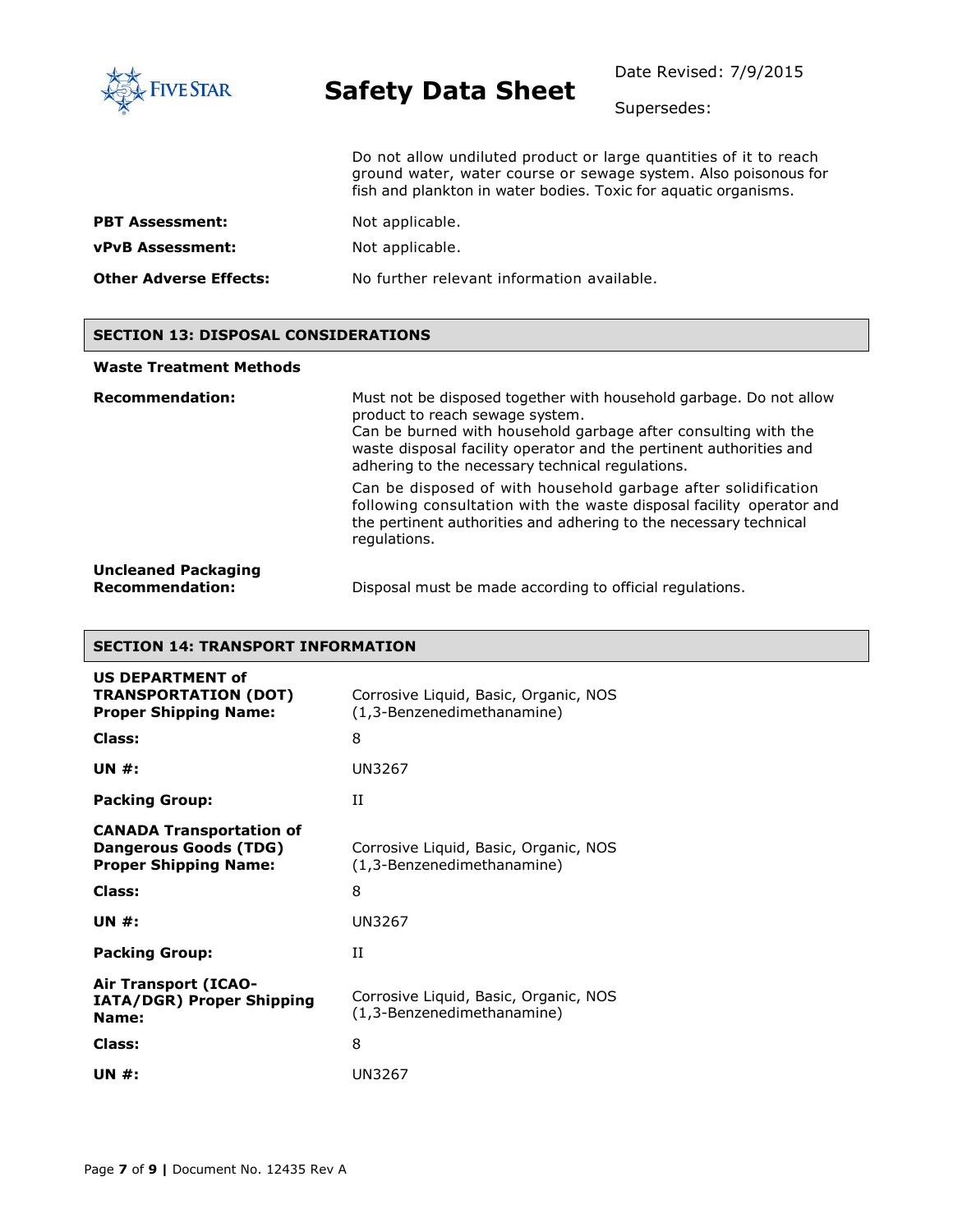Do not allow undiluted product or large quantities of it to reach ground water, water course or sewage system. Also poisonous for fish and plankton in water bodies. Toxic for aquatic organisms.

**PBT Assessment:** Not applicable.

**vPvB Assessment:** Not applicable.

**Other Adverse Effects:** No further relevant information available.

## SECTION 13: DISPOSAL CONSIDERATIONS

**Waste Treatment Methods**

**Recommendation:** Must not be disposed together with household garbage. Do not allow product to reach sewage system.
Can be burned with household garbage after consulting with the waste disposal facility operator and the pertinent authorities and adhering to the necessary technical regulations.

Can be disposed of with household garbage after solidification following consultation with the waste disposal facility operator and the pertinent authorities and adhering to the necessary technical regulations.

**Uncleaned Packaging Recommendation:** Disposal must be made according to official regulations.

## SECTION 14: TRANSPORT INFORMATION

**US DEPARTMENT of TRANSPORTATION (DOT) Proper Shipping Name:** Corrosive Liquid, Basic, Organic, NOS (1,3-Benzenedimethanamine)

**Class:** 8

**UN #:** UN3267

**Packing Group:** II

**CANADA Transportation of Dangerous Goods (TDG) Proper Shipping Name:** Corrosive Liquid, Basic, Organic, NOS (1,3-Benzenedimethanamine)

**Class:** 8

**UN #:** UN3267

**Packing Group:** II

**Air Transport (ICAO-IATA/DGR) Proper Shipping Name:** Corrosive Liquid, Basic, Organic, NOS (1,3-Benzenedimethanamine)

**Class:** 8

**UN #:** UN3267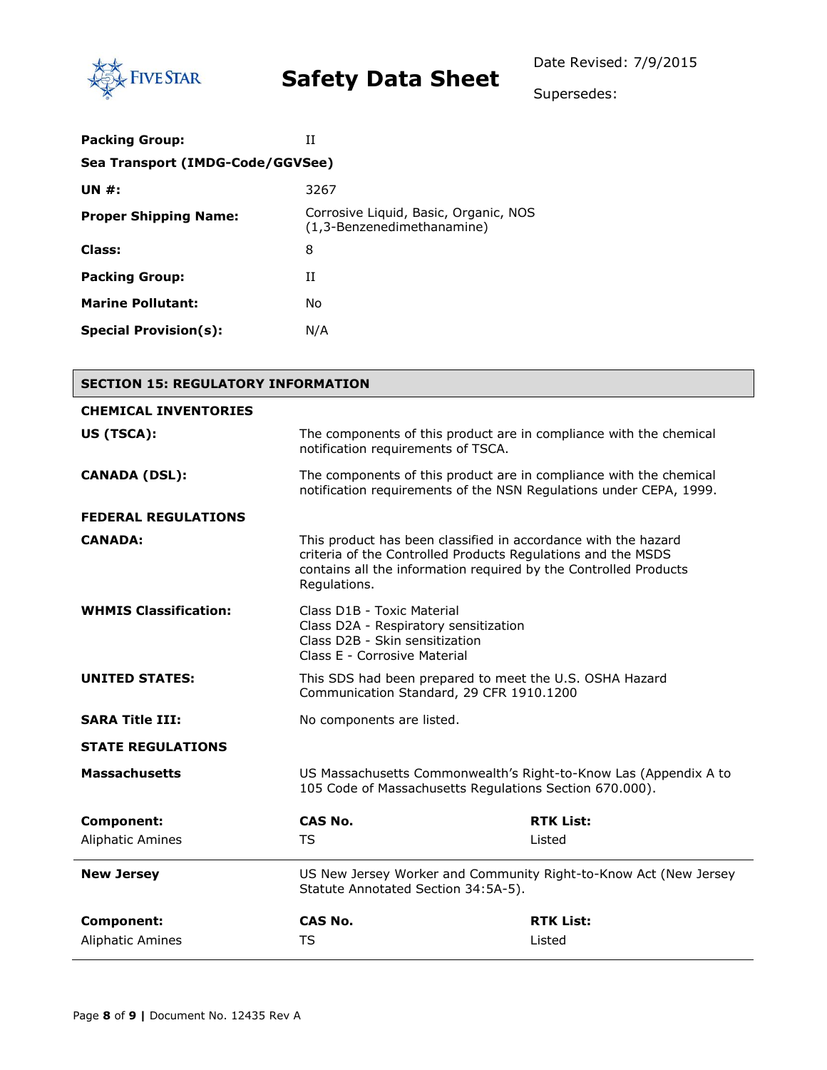| | |
|---|---|
| **Packing Group:** | II |

**Sea Transport (IMDG-Code/GGVSee)**

| | |
|---|---|
| **UN #:** | 3267 |
| **Proper Shipping Name:** | Corrosive Liquid, Basic, Organic, NOS (1,3-Benzenedimethanamine) |
| **Class:** | 8 |
| **Packing Group:** | II |
| **Marine Pollutant:** | No |
| **Special Provision(s):** | N/A |

## SECTION 15: REGULATORY INFORMATION

**CHEMICAL INVENTORIES**

| | |
|---|---|
| **US (TSCA):** | The components of this product are in compliance with the chemical notification requirements of TSCA. |
| **CANADA (DSL):** | The components of this product are in compliance with the chemical notification requirements of the NSN Regulations under CEPA, 1999. |

**FEDERAL REGULATIONS**

| | |
|---|---|
| **CANADA:** | This product has been classified in accordance with the hazard criteria of the Controlled Products Regulations and the MSDS contains all the information required by the Controlled Products Regulations. |
| **WHMIS Classification:** | Class D1B - Toxic Material<br>Class D2A - Respiratory sensitization<br>Class D2B - Skin sensitization<br>Class E - Corrosive Material |
| **UNITED STATES:** | This SDS had been prepared to meet the U.S. OSHA Hazard Communication Standard, 29 CFR 1910.1200 |
| **SARA Title III:** | No components are listed. |

**STATE REGULATIONS**

**Massachusetts** — US Massachusetts Commonwealth's Right-to-Know Las (Appendix A to 105 Code of Massachusetts Regulations Section 670.000).

| Component: | CAS No. | RTK List: |
|---|---|---|
| Aliphatic Amines | TS | Listed |

**New Jersey** — US New Jersey Worker and Community Right-to-Know Act (New Jersey Statute Annotated Section 34:5A-5).

| Component: | CAS No. | RTK List: |
|---|---|---|
| Aliphatic Amines | TS | Listed |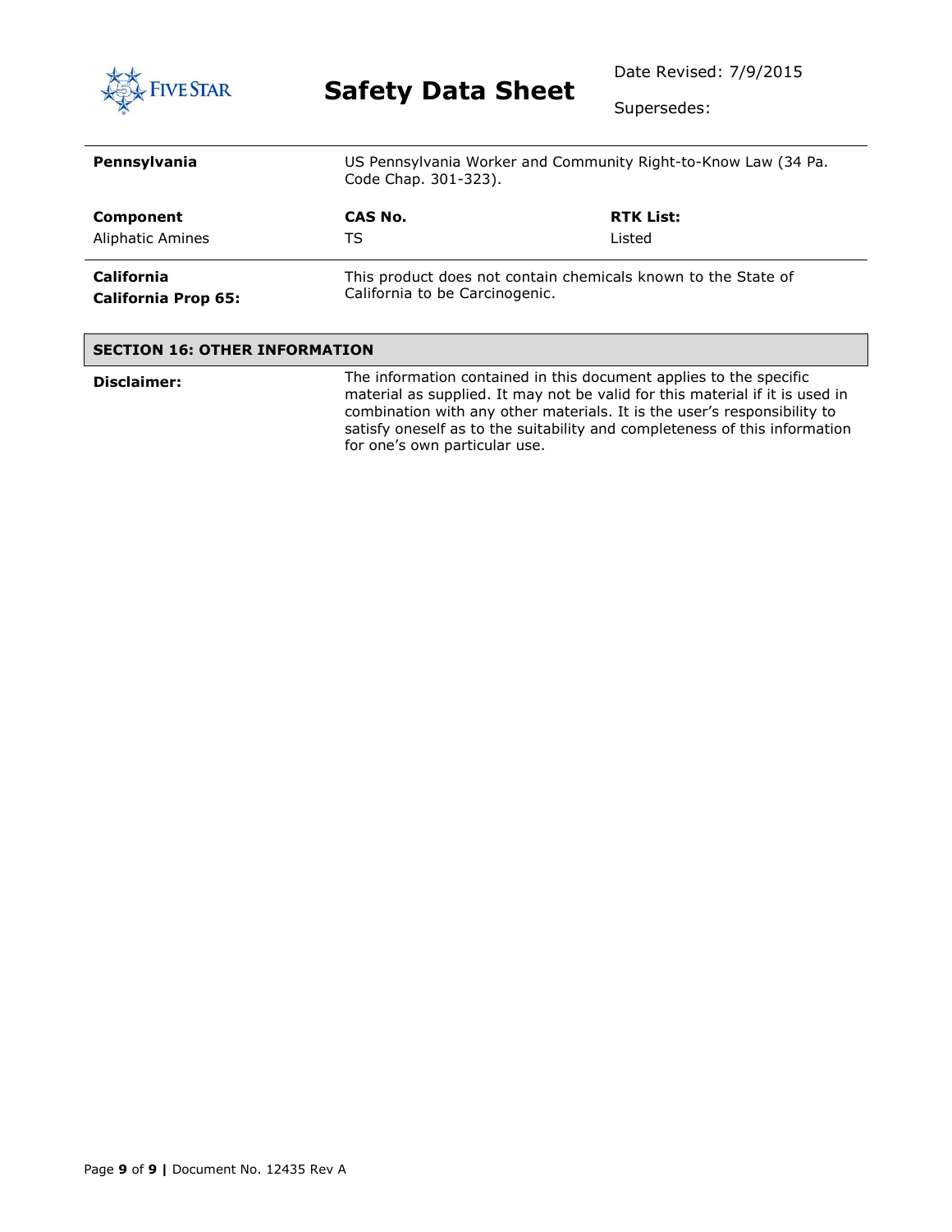| | | |
|---|---|---|
| **Pennsylvania** | US Pennsylvania Worker and Community Right-to-Know Law (34 Pa. Code Chap. 301-323). | |
| **Component** | **CAS No.** | **RTK List:** |
| Aliphatic Amines | TS | Listed |

| | |
|---|---|
| **California**<br>**California Prop 65:** | This product does not contain chemicals known to the State of California to be Carcinogenic. |

## SECTION 16: OTHER INFORMATION

| | |
|---|---|
| **Disclaimer:** | The information contained in this document applies to the specific material as supplied. It may not be valid for this material if it is used in combination with any other materials. It is the user's responsibility to satisfy oneself as to the suitability and completeness of this information for one's own particular use. |